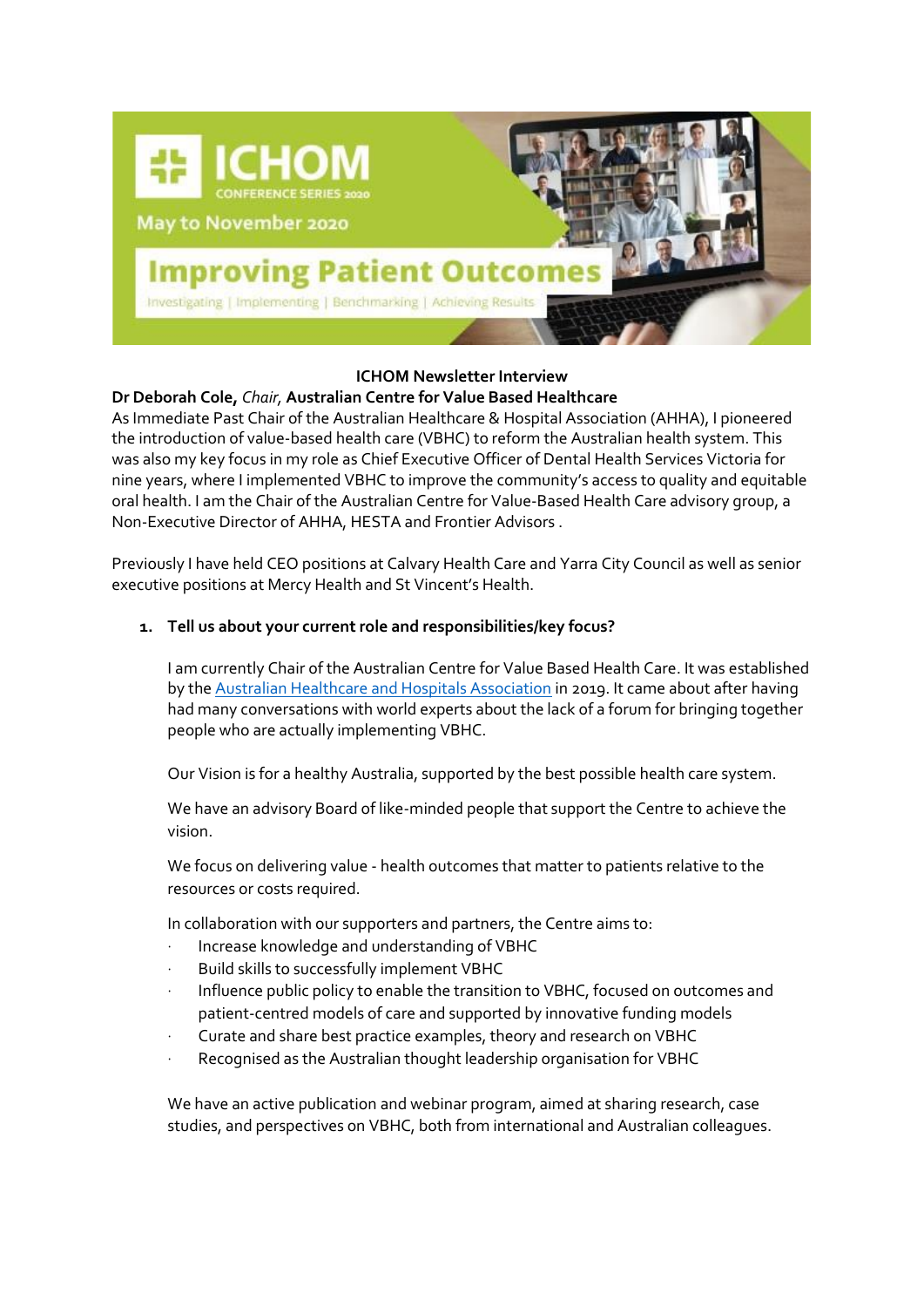# ICHOM Newsletter Interview

**Dr Deborah Cole,** *Chair,* **Australian Centre for Value Based Healthcare**

As Immediate Past Chair of the Australian Healthcare & Hospital Association (AHHA), I pioneered the introduction of value-based health care (VBHC) to reform the Australian health system. This was also my key focus in my role as Chief Executive Officer of Dental Health Services Victoria for nine years, where I implemented VBHC to improve the community's access to quality and equitable oral health. I am the Chair of the Australian Centre for Value-Based Health Care advisory group, a Non-Executive Director of AHHA, HESTA and Frontier Advisors .

Previously I have held CEO positions at Calvary Health Care and Yarra City Council as well as senior executive positions at Mercy Health and St Vincent's Health.

1. **Tell us about your current role and responsibilities/key focus?**

   I am currently Chair of the Australian Centre for Value Based Health Care. It was established by the Australian Healthcare and Hospitals Association in 2019. It came about after having had many conversations with world experts about the lack of a forum for bringing together people who are actually implementing VBHC.

   Our Vision is for a healthy Australia, supported by the best possible health care system.

   We have an advisory Board of like-minded people that support the Centre to achieve the vision.

   We focus on delivering value - health outcomes that matter to patients relative to the resources or costs required.

   In collaboration with our supporters and partners, the Centre aims to:

   - Increase knowledge and understanding of VBHC
   - Build skills to successfully implement VBHC
   - Influence public policy to enable the transition to VBHC, focused on outcomes and patient-centred models of care and supported by innovative funding models
   - Curate and share best practice examples, theory and research on VBHC
   - Recognised as the Australian thought leadership organisation for VBHC

   We have an active publication and webinar program, aimed at sharing research, case studies, and perspectives on VBHC, both from international and Australian colleagues.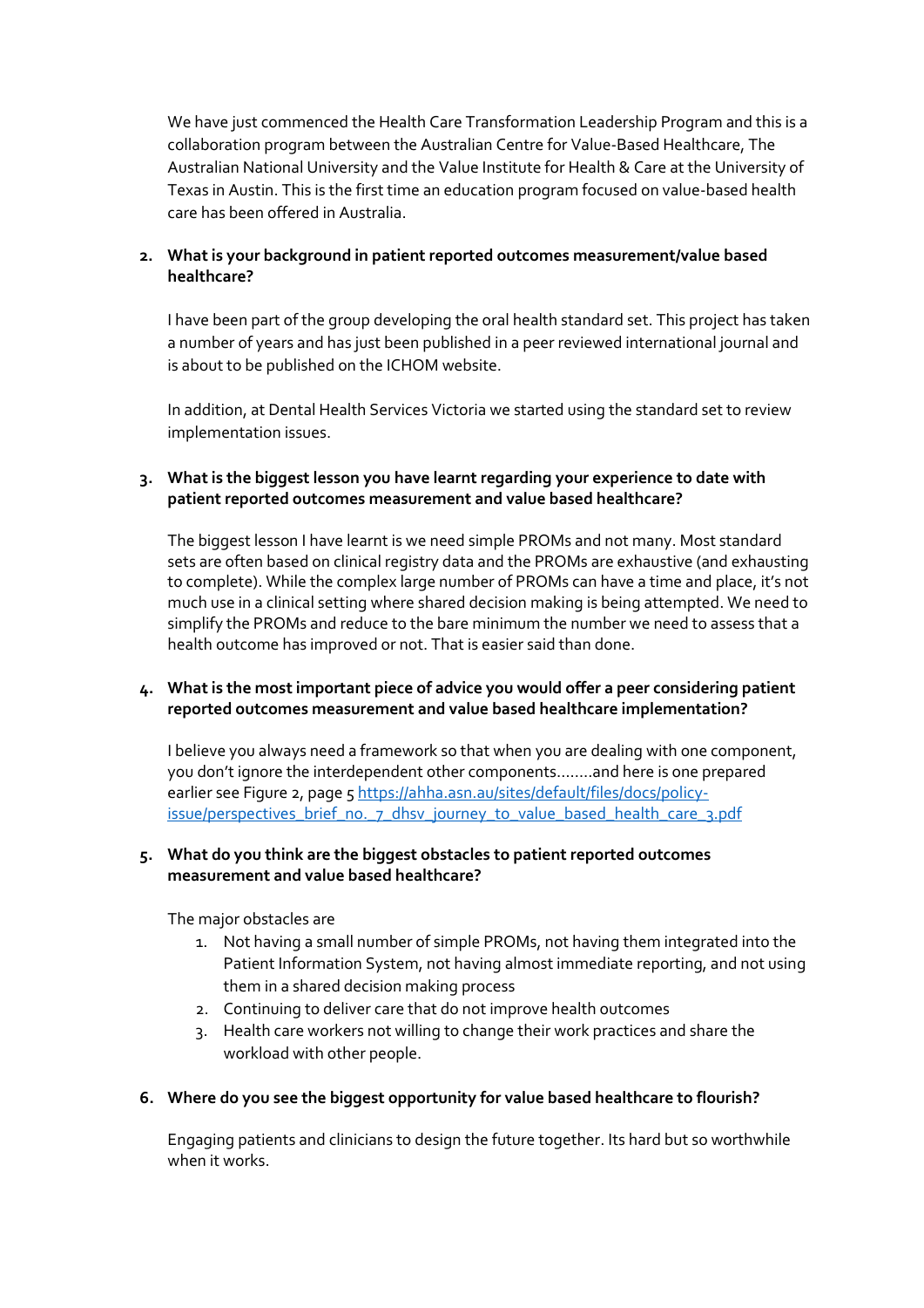We have just commenced the Health Care Transformation Leadership Program and this is a collaboration program between the Australian Centre for Value-Based Healthcare, The Australian National University and the Value Institute for Health & Care at the University of Texas in Austin. This is the first time an education program focused on value-based health care has been offered in Australia.

2. **What is your background in patient reported outcomes measurement/value based healthcare?**

   I have been part of the group developing the oral health standard set. This project has taken a number of years and has just been published in a peer reviewed international journal and is about to be published on the ICHOM website.

   In addition, at Dental Health Services Victoria we started using the standard set to review implementation issues.

3. **What is the biggest lesson you have learnt regarding your experience to date with patient reported outcomes measurement and value based healthcare?**

   The biggest lesson I have learnt is we need simple PROMs and not many. Most standard sets are often based on clinical registry data and the PROMs are exhaustive (and exhausting to complete). While the complex large number of PROMs can have a time and place, it's not much use in a clinical setting where shared decision making is being attempted. We need to simplify the PROMs and reduce to the bare minimum the number we need to assess that a health outcome has improved or not. That is easier said than done.

4. **What is the most important piece of advice you would offer a peer considering patient reported outcomes measurement and value based healthcare implementation?**

   I believe you always need a framework so that when you are dealing with one component, you don't ignore the interdependent other components……..and here is one prepared earlier see Figure 2, page 5 https://ahha.asn.au/sites/default/files/docs/policy-issue/perspectives_brief_no._7_dhsv_journey_to_value_based_health_care_3.pdf

5. **What do you think are the biggest obstacles to patient reported outcomes measurement and value based healthcare?**

   The major obstacles are

   1. Not having a small number of simple PROMs, not having them integrated into the Patient Information System, not having almost immediate reporting, and not using them in a shared decision making process
   2. Continuing to deliver care that do not improve health outcomes
   3. Health care workers not willing to change their work practices and share the workload with other people.

6. **Where do you see the biggest opportunity for value based healthcare to flourish?**

   Engaging patients and clinicians to design the future together. Its hard but so worthwhile when it works.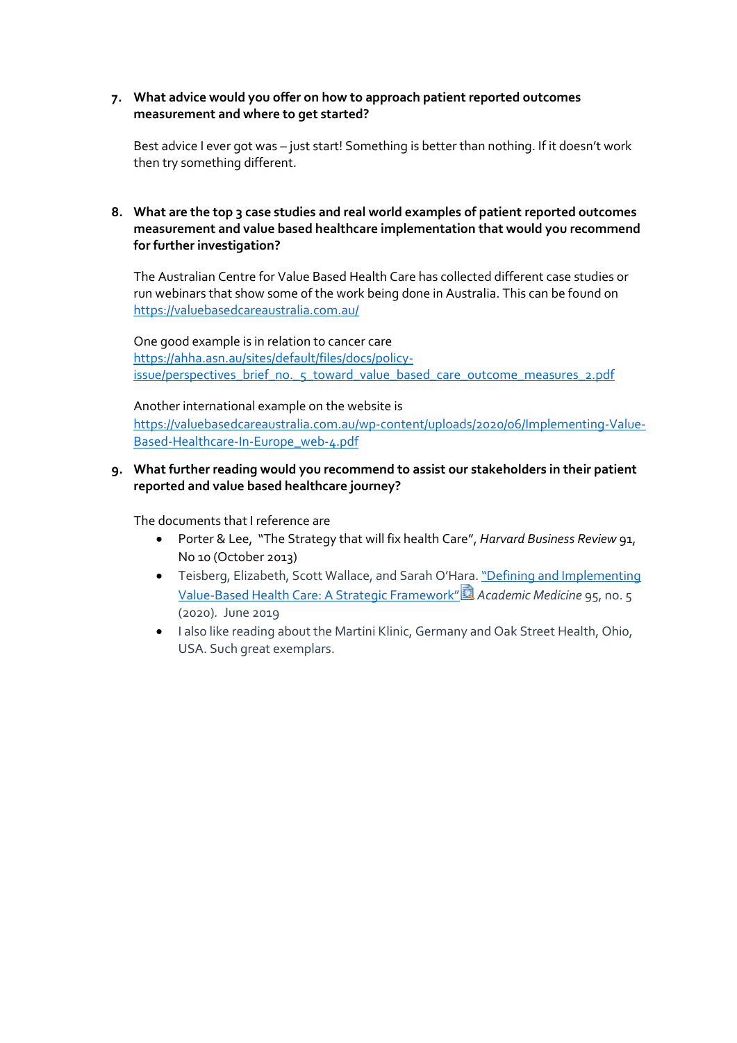7. **What advice would you offer on how to approach patient reported outcomes measurement and where to get started?**

   Best advice I ever got was – just start! Something is better than nothing. If it doesn't work then try something different.

8. **What are the top 3 case studies and real world examples of patient reported outcomes measurement and value based healthcare implementation that would you recommend for further investigation?**

   The Australian Centre for Value Based Health Care has collected different case studies or run webinars that show some of the work being done in Australia. This can be found on [https://valuebasedcareaustralia.com.au/](https://valuebasedcareaustralia.com.au/)

   One good example is in relation to cancer care [https://ahha.asn.au/sites/default/files/docs/policy-issue/perspectives_brief_no._5_toward_value_based_care_outcome_measures_2.pdf](https://ahha.asn.au/sites/default/files/docs/policy-issue/perspectives_brief_no._5_toward_value_based_care_outcome_measures_2.pdf)

   Another international example on the website is [https://valuebasedcareaustralia.com.au/wp-content/uploads/2020/06/Implementing-Value-Based-Healthcare-In-Europe_web-4.pdf](https://valuebasedcareaustralia.com.au/wp-content/uploads/2020/06/Implementing-Value-Based-Healthcare-In-Europe_web-4.pdf)

9. **What further reading would you recommend to assist our stakeholders in their patient reported and value based healthcare journey?**

   The documents that I reference are

   - Porter & Lee, "The Strategy that will fix health Care", *Harvard Business Review* 91, No 10 (October 2013)
   - Teisberg, Elizabeth, Scott Wallace, and Sarah O'Hara. "Defining and Implementing Value-Based Health Care: A Strategic Framework" *Academic Medicine* 95, no. 5 (2020). June 2019
   - I also like reading about the Martini Klinic, Germany and Oak Street Health, Ohio, USA. Such great exemplars.